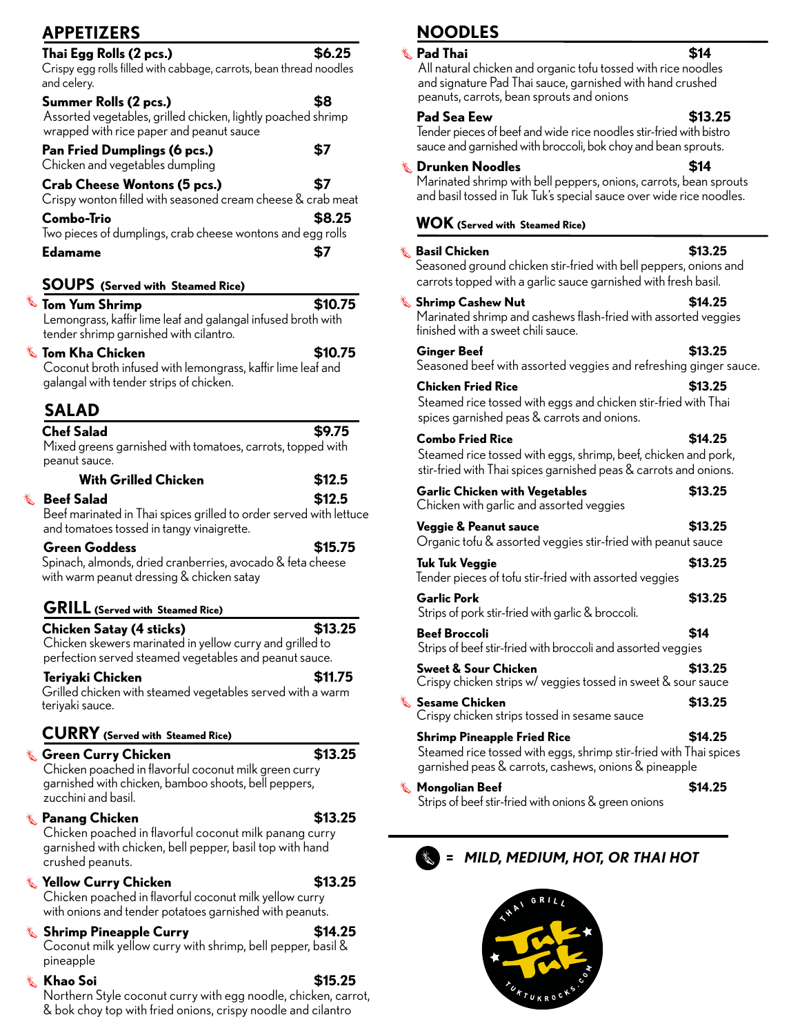## APPETIZERS

**Thai Egg Rolls (2 pcs.)** $6.25
Crispy egg rolls filled with cabbage, carrots, bean thread noodles and celery.

**Summer Rolls (2 pcs.)** $8
Assorted vegetables, grilled chicken, lightly poached shrimp wrapped with rice paper and peanut sauce

**Pan Fried Dumplings (6 pcs.)** $7
Chicken and vegetables dumpling

**Crab Cheese Wontons (5 pcs.)** $7
Crispy wonton filled with seasoned cream cheese & crab meat

**Combo-Trio** $8.25
Two pieces of dumplings, crab cheese wontons and egg rolls

**Edamame** $7

## SOUPS (Served with Steamed Rice)

**Tom Yum Shrimp** $10.75
Lemongrass, kaffir lime leaf and galangal infused broth with tender shrimp garnished with cilantro.

**Tom Kha Chicken** $10.75
Coconut broth infused with lemongrass, kaffir lime leaf and galangal with tender strips of chicken.

## SALAD

**Chef Salad** $9.75
Mixed greens garnished with tomatoes, carrots, topped with peanut sauce.

**With Grilled Chicken** $12.5

**Beef Salad** $12.5
Beef marinated in Thai spices grilled to order served with lettuce and tomatoes tossed in tangy vinaigrette.

**Green Goddess** $15.75
Spinach, almonds, dried cranberries, avocado & feta cheese with warm peanut dressing & chicken satay

## GRILL (Served with Steamed Rice)

**Chicken Satay (4 sticks)** $13.25
Chicken skewers marinated in yellow curry and grilled to perfection served steamed vegetables and peanut sauce.

**Teriyaki Chicken** $11.75
Grilled chicken with steamed vegetables served with a warm teriyaki sauce.

## CURRY (Served with Steamed Rice)

**Green Curry Chicken** $13.25
Chicken poached in flavorful coconut milk green curry garnished with chicken, bamboo shoots, bell peppers, zucchini and basil.

**Panang Chicken** $13.25
Chicken poached in flavorful coconut milk panang curry garnished with chicken, bell pepper, basil top with hand crushed peanuts.

**Yellow Curry Chicken** $13.25
Chicken poached in flavorful coconut milk yellow curry with onions and tender potatoes garnished with peanuts.

**Shrimp Pineapple Curry** $14.25
Coconut milk yellow curry with shrimp, bell pepper, basil & pineapple

**Khao Soi** $15.25
Northern Style coconut curry with egg noodle, chicken, carrot, & bok choy top with fried onions, crispy noodle and cilantro

## NOODLES

**Pad Thai** $14
All natural chicken and organic tofu tossed with rice noodles and signature Pad Thai sauce, garnished with hand crushed peanuts, carrots, bean sprouts and onions

**Pad Sea Eew** $13.25
Tender pieces of beef and wide rice noodles stir-fried with bistro sauce and garnished with broccoli, bok choy and bean sprouts.

**Drunken Noodles** $14
Marinated shrimp with bell peppers, onions, carrots, bean sprouts and basil tossed in Tuk Tuk's special sauce over wide rice noodles.

## WOK (Served with Steamed Rice)

**Basil Chicken** $13.25
Seasoned ground chicken stir-fried with bell peppers, onions and carrots topped with a garlic sauce garnished with fresh basil.

**Shrimp Cashew Nut** $14.25
Marinated shrimp and cashews flash-fried with assorted veggies finished with a sweet chili sauce.

**Ginger Beef** $13.25
Seasoned beef with assorted veggies and refreshing ginger sauce.

**Chicken Fried Rice** $13.25
Steamed rice tossed with eggs and chicken stir-fried with Thai spices garnished peas & carrots and onions.

**Combo Fried Rice** $14.25
Steamed rice tossed with eggs, shrimp, beef, chicken and pork, stir-fried with Thai spices garnished peas & carrots and onions.

**Garlic Chicken with Vegetables** $13.25
Chicken with garlic and assorted veggies

**Veggie & Peanut sauce** $13.25
Organic tofu & assorted veggies stir-fried with peanut sauce

**Tuk Tuk Veggie** $13.25
Tender pieces of tofu stir-fried with assorted veggies

**Garlic Pork** $13.25
Strips of pork stir-fried with garlic & broccoli.

**Beef Broccoli** $14
Strips of beef stir-fried with broccoli and assorted veggies

**Sweet & Sour Chicken** $13.25
Crispy chicken strips w/ veggies tossed in sweet & sour sauce

**Sesame Chicken** $13.25
Crispy chicken strips tossed in sesame sauce

**Shrimp Pineapple Fried Rice** $14.25
Steamed rice tossed with eggs, shrimp stir-fried with Thai spices garnished peas & carrots, cashews, onions & pineapple

**Mongolian Beef** $14.25
Strips of beef stir-fried with onions & green onions

*= MILD, MEDIUM, HOT, OR THAI HOT*

THAI GRILL
Tuk Tuk
TUKTUKROCKS.COM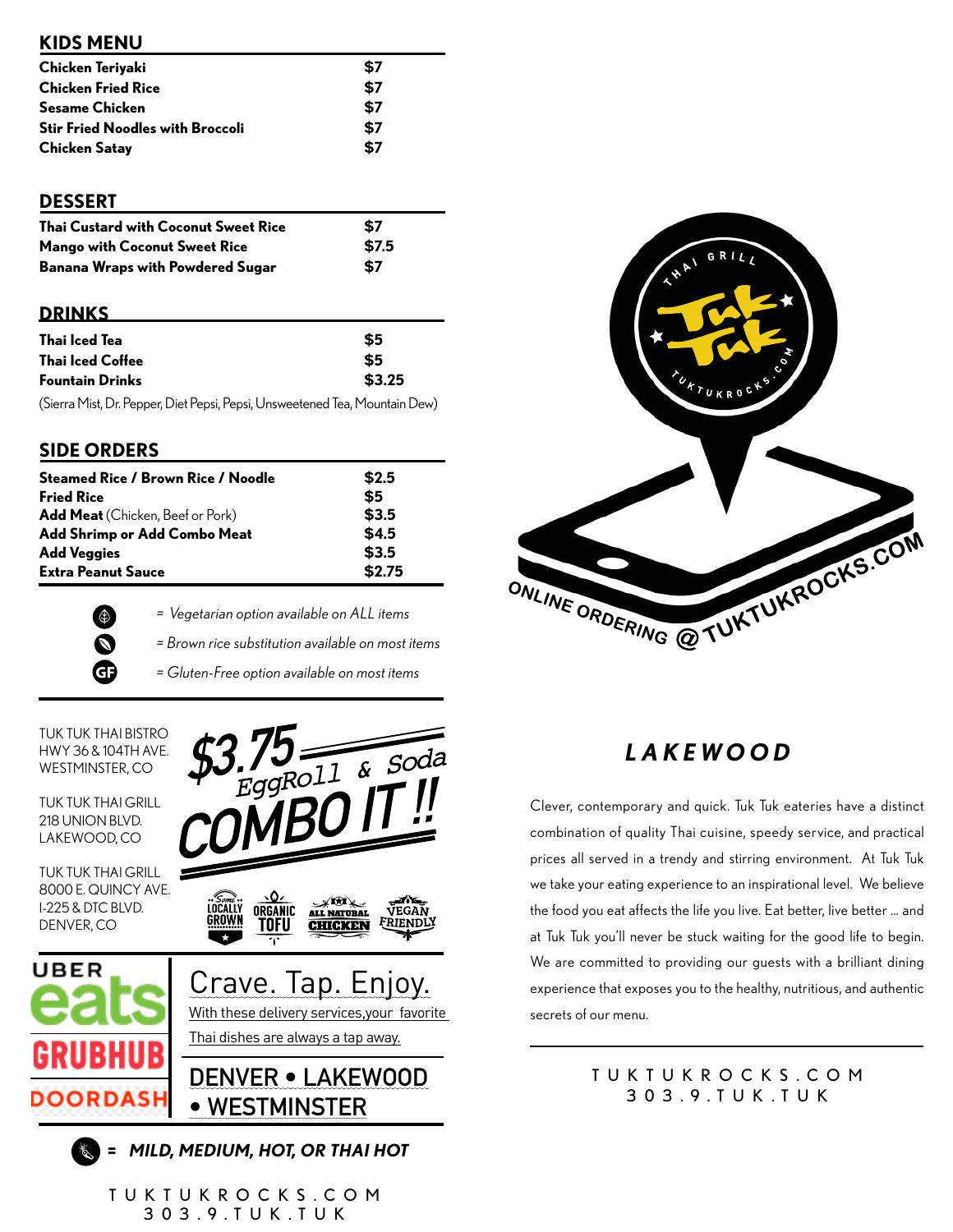## KIDS MENU

| | |
|---|---|
| **Chicken Teriyaki** | $7 |
| **Chicken Fried Rice** | $7 |
| **Sesame Chicken** | $7 |
| **Stir Fried Noodles with Broccoli** | $7 |
| **Chicken Satay** | $7 |

## DESSERT

| | |
|---|---|
| **Thai Custard with Coconut Sweet Rice** | $7 |
| **Mango with Coconut Sweet Rice** | $7.5 |
| **Banana Wraps with Powdered Sugar** | $7 |

## DRINKS

| | |
|---|---|
| **Thai Iced Tea** | $5 |
| **Thai Iced Coffee** | $5 |
| **Fountain Drinks** | $3.25 |

(Sierra Mist, Dr. Pepper, Diet Pepsi, Pepsi, Unsweetened Tea, Mountain Dew)

## SIDE ORDERS

| | |
|---|---|
| **Steamed Rice / Brown Rice / Noodle** | $2.5 |
| **Fried Rice** | $5 |
| **Add Meat** (Chicken, Beef or Pork) | $3.5 |
| **Add Shrimp or Add Combo Meat** | $4.5 |
| **Add Veggies** | $3.5 |
| **Extra Peanut Sauce** | $2.75 |

= *Vegetarian option available on ALL items*

= *Brown rice substitution available on most items*

GF = *Gluten-Free option available on most items*

TUK TUK THAI BISTRO
HWY 36 & 104TH AVE.
WESTMINSTER, CO

TUK TUK THAI GRILL
218 UNION BLVD.
LAKEWOOD, CO

TUK TUK THAI GRILL
8000 E. QUINCY AVE.
I-225 & DTC BLVD.
DENVER, CO

**$3.75 EggRoll & Soda COMBO IT !!**

Some Locally Grown · Organic Tofu · All Natural Chicken · Vegan Friendly

UBER eats · GRUBHUB · DOORDASH

Crave. Tap. Enjoy.

With these delivery services,your favorite Thai dishes are always a tap away.

DENVER • LAKEWOOD • WESTMINSTER

= ***MILD, MEDIUM, HOT, OR THAI HOT***

TUKTUKROCKS.COM
303.9.TUK.TUK

THAI GRILL Tuk Tuk TUKTUKROCKS.COM

ONLINE ORDERING @ TUKTUKROCKS.COM

## LAKEWOOD

Clever, contemporary and quick. Tuk Tuk eateries have a distinct combination of quality Thai cuisine, speedy service, and practical prices all served in a trendy and stirring environment. At Tuk Tuk we take your eating experience to an inspirational level. We believe the food you eat affects the life you live. Eat better, live better ... and at Tuk Tuk you'll never be stuck waiting for the good life to begin. We are committed to providing our guests with a brilliant dining experience that exposes you to the healthy, nutritious, and authentic secrets of our menu.

TUKTUKROCKS.COM
303.9.TUK.TUK